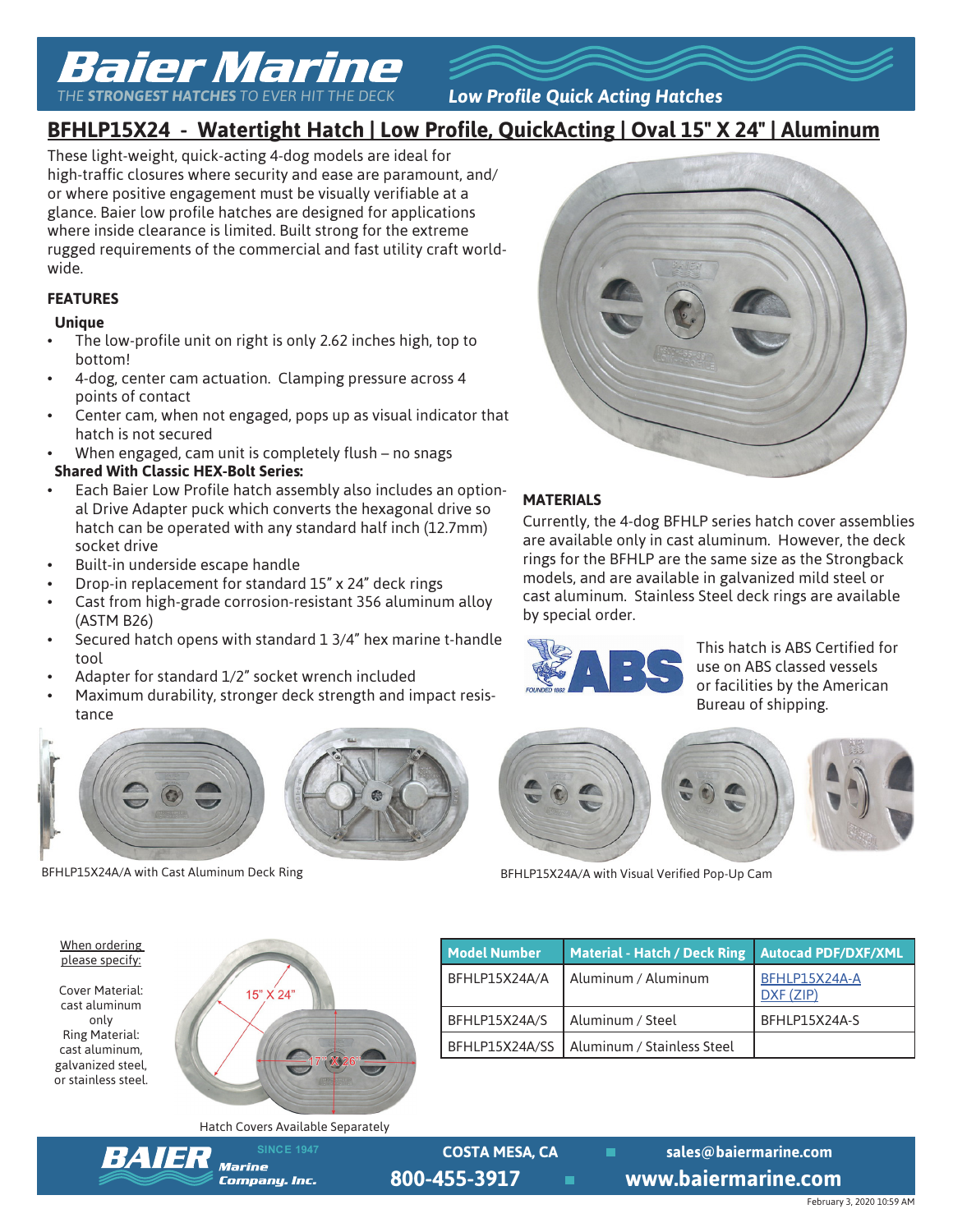# Baier Marine

*THE STRONGEST HATCHES TO EVER HIT THE DECK*

***Low Profile Quick Acting Hatches***

## BFHLP15X24 - Watertight Hatch | Low Profile, QuickActing | Oval 15" X 24" | Aluminum

These light-weight, quick-acting 4-dog models are ideal for high-traffic closures where security and ease are paramount, and/or where positive engagement must be visually verifiable at a glance. Baier low profile hatches are designed for applications where inside clearance is limited. Built strong for the extreme rugged requirements of the commercial and fast utility craft world-wide.

### FEATURES

**Unique**

- The low-profile unit on right is only 2.62 inches high, top to bottom!
- 4-dog, center cam actuation. Clamping pressure across 4 points of contact
- Center cam, when not engaged, pops up as visual indicator that hatch is not secured
- When engaged, cam unit is completely flush – no snags

**Shared With Classic HEX-Bolt Series:**

- Each Baier Low Profile hatch assembly also includes an optional Drive Adapter puck which converts the hexagonal drive so hatch can be operated with any standard half inch (12.7mm) socket drive
- Built-in underside escape handle
- Drop-in replacement for standard 15" x 24" deck rings
- Cast from high-grade corrosion-resistant 356 aluminum alloy (ASTM B26)
- Secured hatch opens with standard 1 3/4" hex marine t-handle tool
- Adapter for standard 1/2" socket wrench included
- Maximum durability, stronger deck strength and impact resistance

### MATERIALS

Currently, the 4-dog BFHLP series hatch cover assemblies are available only in cast aluminum. However, the deck rings for the BFHLP are the same size as the Strongback models, and are available in galvanized mild steel or cast aluminum. Stainless Steel deck rings are available by special order.

This hatch is ABS Certified for use on ABS classed vessels or facilities by the American Bureau of shipping.

BFHLP15X24A/A with Cast Aluminum Deck Ring

BFHLP15X24A/A with Visual Verified Pop-Up Cam

When ordering please specify:

Cover Material: cast aluminum only
Ring Material: cast aluminum, galvanized steel, or stainless steel.

15" X 24"

17" X 26"

Hatch Covers Available Separately

| Model Number | Material - Hatch / Deck Ring | Autocad PDF/DXF/XML |
|---|---|---|
| BFHLP15X24A/A | Aluminum / Aluminum | BFHLP15X24A-A DXF (ZIP) |
| BFHLP15X24A/S | Aluminum / Steel | BFHLP15X24A-S |
| BFHLP15X24A/SS | Aluminum / Stainless Steel | |

BAIER Marine Company, Inc. SINCE 1947 | COSTA MESA, CA | 800-455-3917 | sales@baiermarine.com | www.baiermarine.com

February 3, 2020 10:59 AM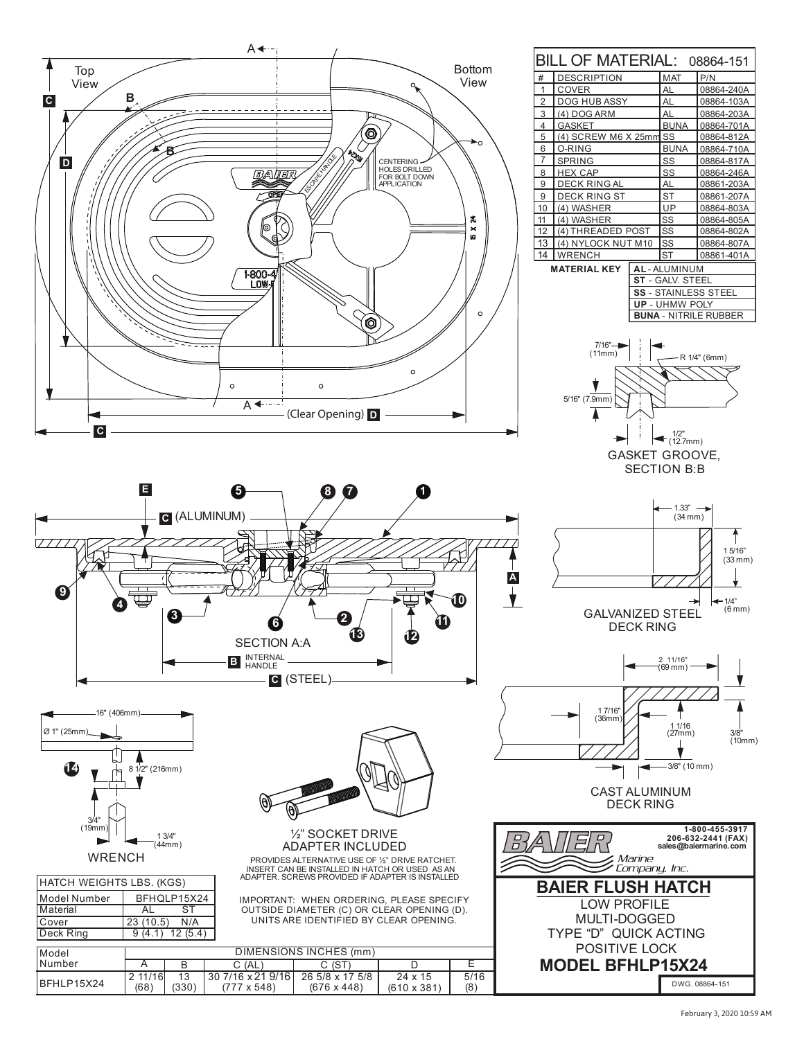## BILL OF MATERIAL: 08864-151

| # | DESCRIPTION | MAT | P/N |
|---|---|---|---|
| 1 | COVER | AL | 08864-240A |
| 2 | DOG HUB ASSY | AL | 08864-103A |
| 3 | (4) DOG ARM | AL | 08864-203A |
| 4 | GASKET | BUNA | 08864-701A |
| 5 | (4) SCREW M6 X 25mm | SS | 08864-812A |
| 6 | O-RING | BUNA | 08864-710A |
| 7 | SPRING | SS | 08864-817A |
| 8 | HEX CAP | SS | 08864-246A |
| 9 | DECK RING AL | AL | 08861-203A |
| 9 | DECK RING ST | ST | 08861-207A |
| 10 | (4) WASHER | UP | 08864-803A |
| 11 | (4) WASHER | SS | 08864-805A |
| 12 | (4) THREADED POST | SS | 08864-802A |
| 13 | (4) NYLOCK NUT M10 | SS | 08864-807A |
| 14 | WRENCH | ST | 08861-401A |

| MATERIAL KEY | |
|---|---|
| | AL - ALUMINUM |
| | ST - GALV. STEEL |
| | SS - STAINLESS STEEL |
| | UP - UHMW POLY |
| | BUNA - NITRILE RUBBER |

Top View

Bottom View

CENTERING HOLES DRILLED FOR BOLT DOWN APPLICATION

ESCAPE HANDLE

A

B

C

D

(Clear Opening) D

C

7/16" (11mm)

R 1/4" (6mm)

5/16" (7.9mm)

1/2" (12.7mm)

GASKET GROOVE, SECTION B:B

E

C (ALUMINUM)

A

SECTION A:A

B INTERNAL HANDLE

C (STEEL)

1.33" (34 mm)

1 5/16" (33 mm)

1/4" (6 mm)

GALVANIZED STEEL DECK RING

2 11/16" (69 mm)

1 7/16" (36mm)

1 1/16 (27mm)

3/8" (10mm)

3/8" (10 mm)

CAST ALUMINUM DECK RING

16" (406mm)

Ø 1" (25mm)

8 1/2" (216mm)

3/4" (19mm)

1 3/4" (44mm)

WRENCH

½" SOCKET DRIVE ADAPTER INCLUDED

PROVIDES ALTERNATIVE USE OF ½" DRIVE RATCHET. INSERT CAN BE INSTALLED IN HATCH OR USED AS AN ADAPTER. SCREWS PROVIDED IF ADAPTER IS INSTALLED

IMPORTANT: WHEN ORDERING, PLEASE SPECIFY OUTSIDE DIAMETER (C) OR CLEAR OPENING (D). UNITS ARE IDENTIFIED BY CLEAR OPENING.

| HATCH WEIGHTS LBS. (KGS) | | |
|---|---|---|
| Model Number | BFHQLP15X24 | |
| Material | AL | ST |
| Cover | 23 (10.5) | N/A |
| Deck Ring | 9 (4.1) | 12 (5.4) |

| Model Number | DIMENSIONS INCHES (mm) | | | | | |
|---|---|---|---|---|---|---|
| | A | B | C (AL) | C (ST) | D | E |
| BFHLP15X24 | 2 11/16 (68) | 13 (330) | 30 7/16 x 21 9/16 (777 x 548) | 26 5/8 x 17 5/8 (676 x 448) | 24 x 15 (610 x 381) | 5/16 (8) |

BAIER Marine Company, Inc.

1-800-455-3917
206-632-2441 (FAX)
sales@baiermarine.com

**BAIER FLUSH HATCH**

LOW PROFILE
MULTI-DOGGED
TYPE "D" QUICK ACTING
POSITIVE LOCK

**MODEL BFHLP15X24**

DWG. 08864-151

February 3, 2020 10:59 AM